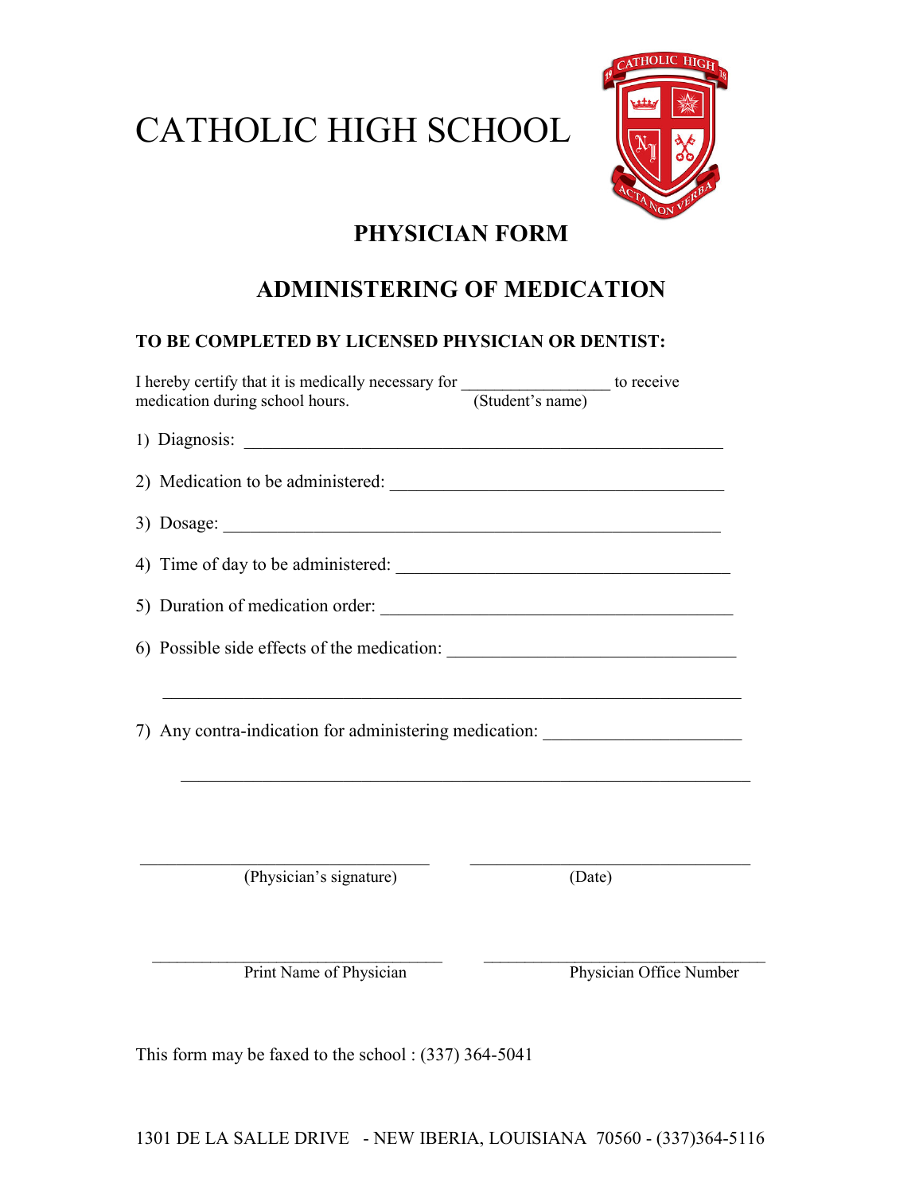# CATHOLIC HIGH SCHOOL

## PHYSICIAN FORM

## ADMINISTERING OF MEDICATION

**TO BE COMPLETED BY LICENSED PHYSICIAN OR DENTIST:**

I hereby certify that it is medically necessary for _________________ to receive medication during school hours. (Student's name)

1) Diagnosis: _______________________________________________________

2) Medication to be administered: ______________________________________

3) Dosage: _________________________________________________________

4) Time of day to be administered: ______________________________________

5) Duration of medication order: ________________________________________

6) Possible side effects of the medication: _______________________________

_________________________________________________________________

7) Any contra-indication for administering medication: _____________________

_________________________________________________________________

_________________________________ (Physician's signature)

_________________________________ (Date)

_________________________________ Print Name of Physician

_________________________________ Physician Office Number

This form may be faxed to the school : (337) 364-5041

1301 DE LA SALLE DRIVE - NEW IBERIA, LOUISIANA 70560 - (337)364-5116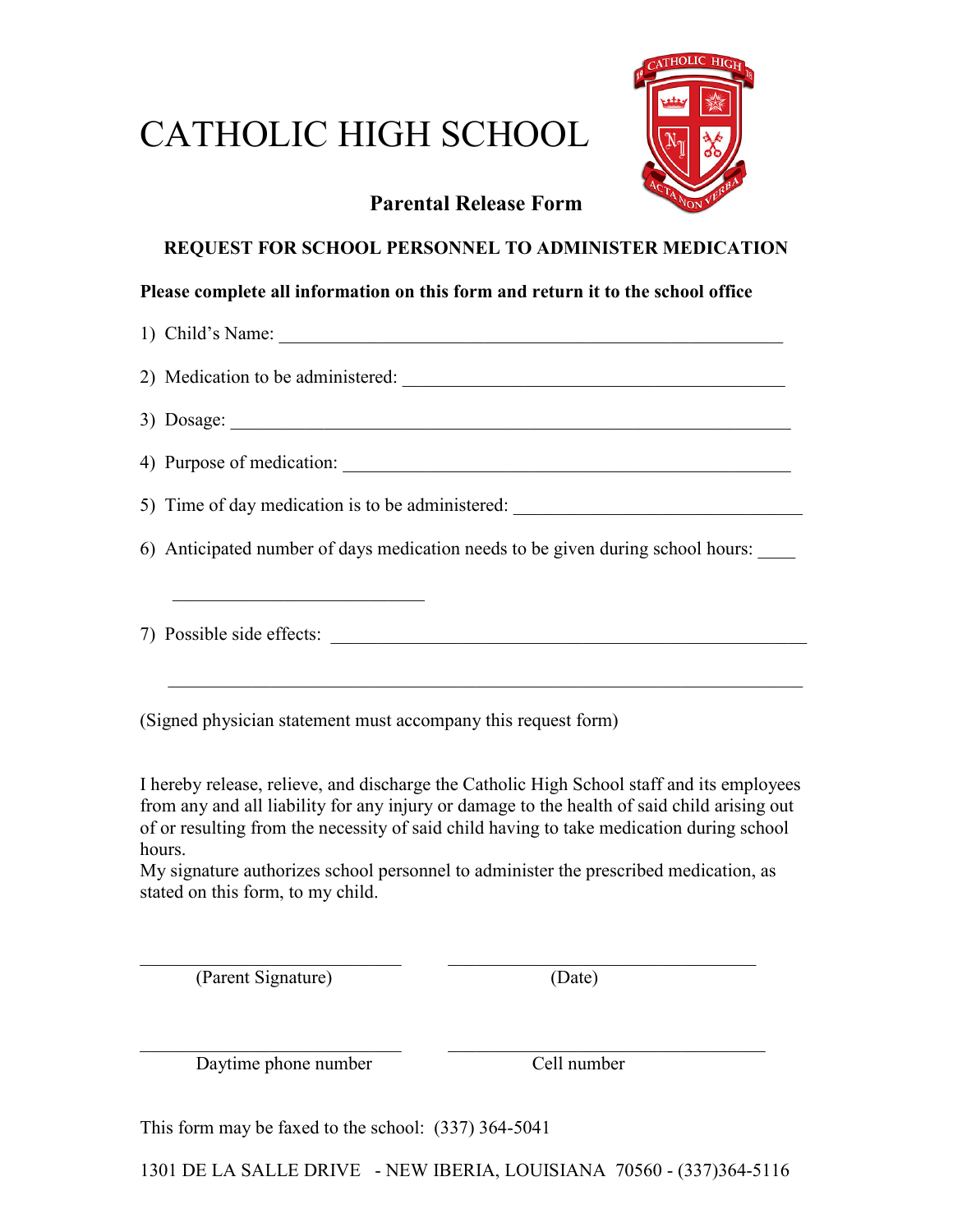# CATHOLIC HIGH SCHOOL

## Parental Release Form

**REQUEST FOR SCHOOL PERSONNEL TO ADMINISTER MEDICATION**

**Please complete all information on this form and return it to the school office**

1) Child's Name: ______________________________________________________

2) Medication to be administered: __________________________________________

3) Dosage: ____________________________________________________________

4) Purpose of medication: ________________________________________________

5) Time of day medication is to be administered: ______________________________

6) Anticipated number of days medication needs to be given during school hours: ____ ___________________________

7) Possible side effects: ___________________________________________________ ______________________________________________________________________

(Signed physician statement must accompany this request form)

I hereby release, relieve, and discharge the Catholic High School staff and its employees from any and all liability for any injury or damage to the health of said child arising out of or resulting from the necessity of said child having to take medication during school hours.
My signature authorizes school personnel to administer the prescribed medication, as stated on this form, to my child.

____________________________ ____________________________
(Parent Signature) (Date)

____________________________ ____________________________
Daytime phone number Cell number

This form may be faxed to the school: (337) 364-5041

1301 DE LA SALLE DRIVE - NEW IBERIA, LOUISIANA 70560 - (337)364-5116